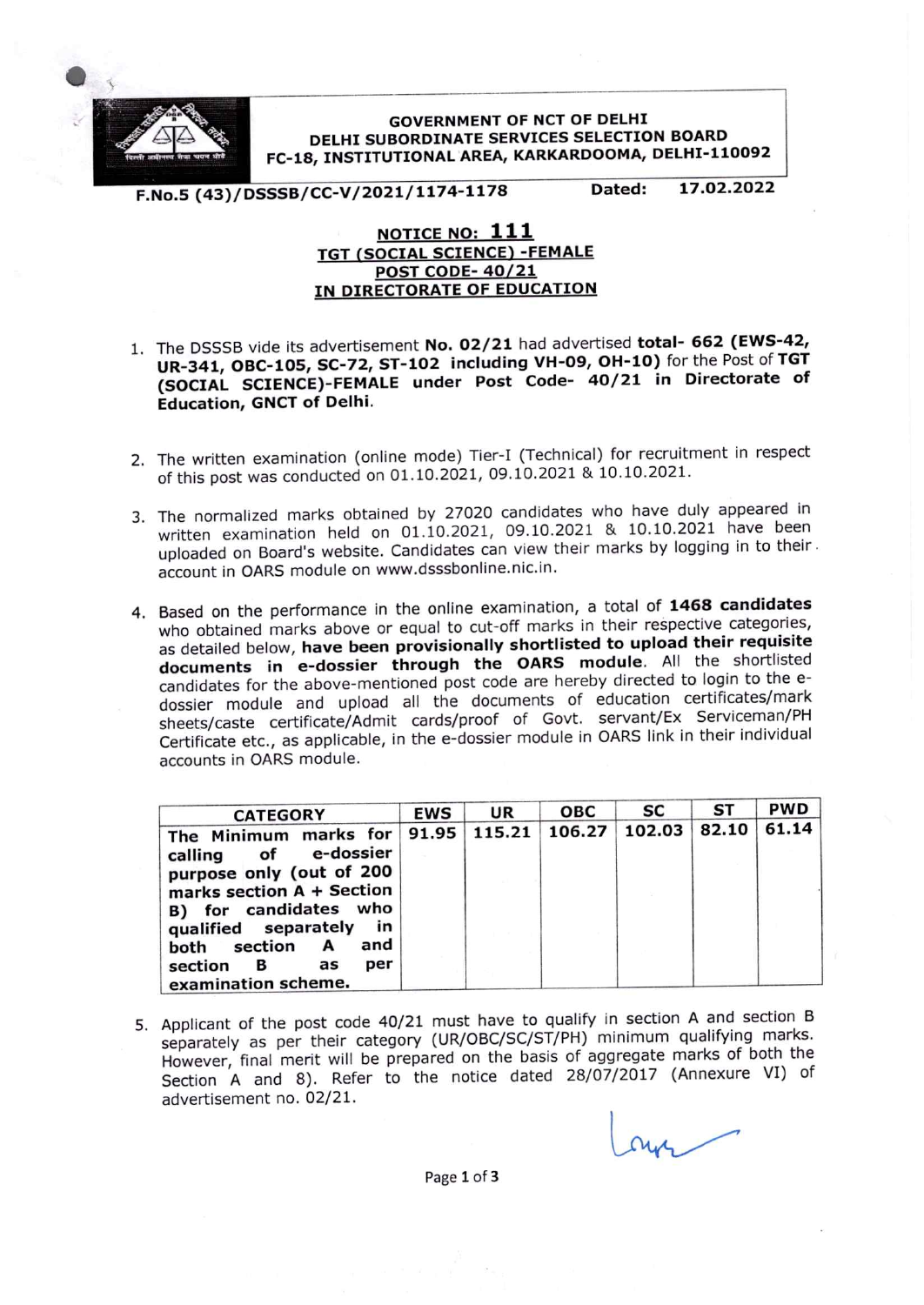**GOVERNMENT OF NCT OF DELHI**
**DELHI SUBORDINATE SERVICES SELECTION BOARD**
**FC-18, INSTITUTIONAL AREA, KARKARDOOMA, DELHI-110092**

**F.No.5 (43)/DSSSB/CC-V/2021/1174-1178** **Dated: 17.02.2022**

# NOTICE NO: 111

## TGT (SOCIAL SCIENCE) -FEMALE
## POST CODE- 40/21
## IN DIRECTORATE OF EDUCATION

1. The DSSSB vide its advertisement **No. 02/21** had advertised **total- 662 (EWS-42, UR-341, OBC-105, SC-72, ST-102 including VH-09, OH-10)** for the Post of **TGT (SOCIAL SCIENCE)-FEMALE under Post Code- 40/21 in Directorate of Education, GNCT of Delhi.**

2. The written examination (online mode) Tier-I (Technical) for recruitment in respect of this post was conducted on 01.10.2021, 09.10.2021 & 10.10.2021.

3. The normalized marks obtained by 27020 candidates who have duly appeared in written examination held on 01.10.2021, 09.10.2021 & 10.10.2021 have been uploaded on Board's website. Candidates can view their marks by logging in to their account in OARS module on www.dsssbonline.nic.in.

4. Based on the performance in the online examination, a total of **1468 candidates** who obtained marks above or equal to cut-off marks in their respective categories, as detailed below, **have been provisionally shortlisted to upload their requisite documents in e-dossier through the OARS module**. All the shortlisted candidates for the above-mentioned post code are hereby directed to login to the e-dossier module and upload all the documents of education certificates/mark sheets/caste certificate/Admit cards/proof of Govt. servant/Ex Serviceman/PH Certificate etc., as applicable, in the e-dossier module in OARS link in their individual accounts in OARS module.

| CATEGORY | EWS | UR | OBC | SC | ST | PWD |
|---|---|---|---|---|---|---|
| **The Minimum marks for calling of e-dossier purpose only (out of 200 marks section A + Section B) for candidates who qualified separately in both section A and section B as per examination scheme.** | **91.95** | **115.21** | **106.27** | **102.03** | **82.10** | **61.14** |

5. Applicant of the post code 40/21 must have to qualify in section A and section B separately as per their category (UR/OBC/SC/ST/PH) minimum qualifying marks. However, final merit will be prepared on the basis of aggregate marks of both the Section A and 8). Refer to the notice dated 28/07/2017 (Annexure VI) of advertisement no. 02/21.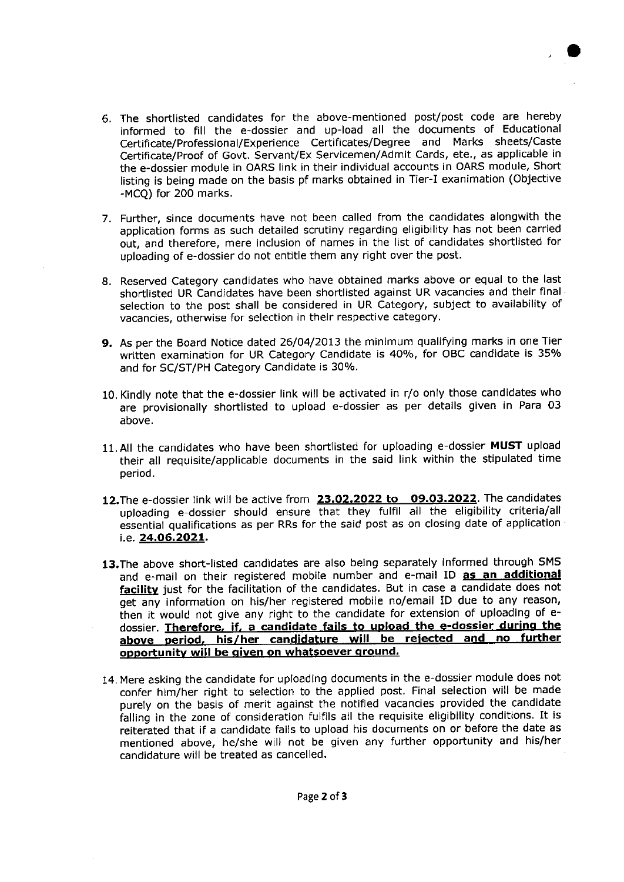6. The shortlisted candidates for the above-mentioned post/post code are hereby informed to fill the e-dossier and up-load all the documents of Educational Certificate/Professional/Experience Certificates/Degree and Marks sheets/Caste Certificate/Proof of Govt. Servant/Ex Servicemen/Admit Cards, ete., as applicable in the e-dossier module in OARS link in their individual accounts in OARS module, Short listing is being made on the basis pf marks obtained in Tier-I exanimation (Objective -MCQ) for 200 marks.

7. Further, since documents have not been called from the candidates alongwith the application forms as such detailed scrutiny regarding eligibility has not been carried out, and therefore, mere inclusion of names in the list of candidates shortlisted for uploading of e-dossier do not entitle them any right over the post.

8. Reserved Category candidates who have obtained marks above or equal to the last shortlisted UR Candidates have been shortlisted against UR vacancies and their final selection to the post shall be considered in UR Category, subject to availability of vacancies, otherwise for selection in their respective category.

**9.** As per the Board Notice dated 26/04/2013 the minimum qualifying marks in one Tier written examination for UR Category Candidate is 40%, for OBC candidate is 35% and for SC/ST/PH Category Candidate is 30%.

10. Kindly note that the e-dossier link will be activated in r/o only those candidates who are provisionally shortlisted to upload e-dossier as per details given in Para 03 above.

11. All the candidates who have been shortlisted for uploading e-dossier **MUST** upload their all requisite/applicable documents in the said link within the stipulated time period.

**12.** The e-dossier link will be active from **23.02.2022 to 09.03.2022**. The candidates uploading e-dossier should ensure that they fulfil all the eligibility criteria/all essential qualifications as per RRs for the said post as on closing date of application i.e. **24.06.2021.**

**13.** The above short-listed candidates are also being separately informed through SMS and e-mail on their registered mobile number and e-mail ID **as an additional facility** just for the facilitation of the candidates. But in case a candidate does not get any information on his/her registered mobile no/email ID due to any reason, then it would not give any right to the candidate for extension of uploading of e-dossier. **Therefore, if, a candidate fails to upload the e-dossier during the above period, his/her candidature will be rejected and no further opportunity will be given on whatsoever ground.**

14. Mere asking the candidate for uploading documents in the e-dossier module does not confer him/her right to selection to the applied post. Final selection will be made purely on the basis of merit against the notified vacancies provided the candidate falling in the zone of consideration fulfils all the requisite eligibility conditions. It is reiterated that if a candidate fails to upload his documents on or before the date as mentioned above, he/she will not be given any further opportunity and his/her candidature will be treated as cancelled.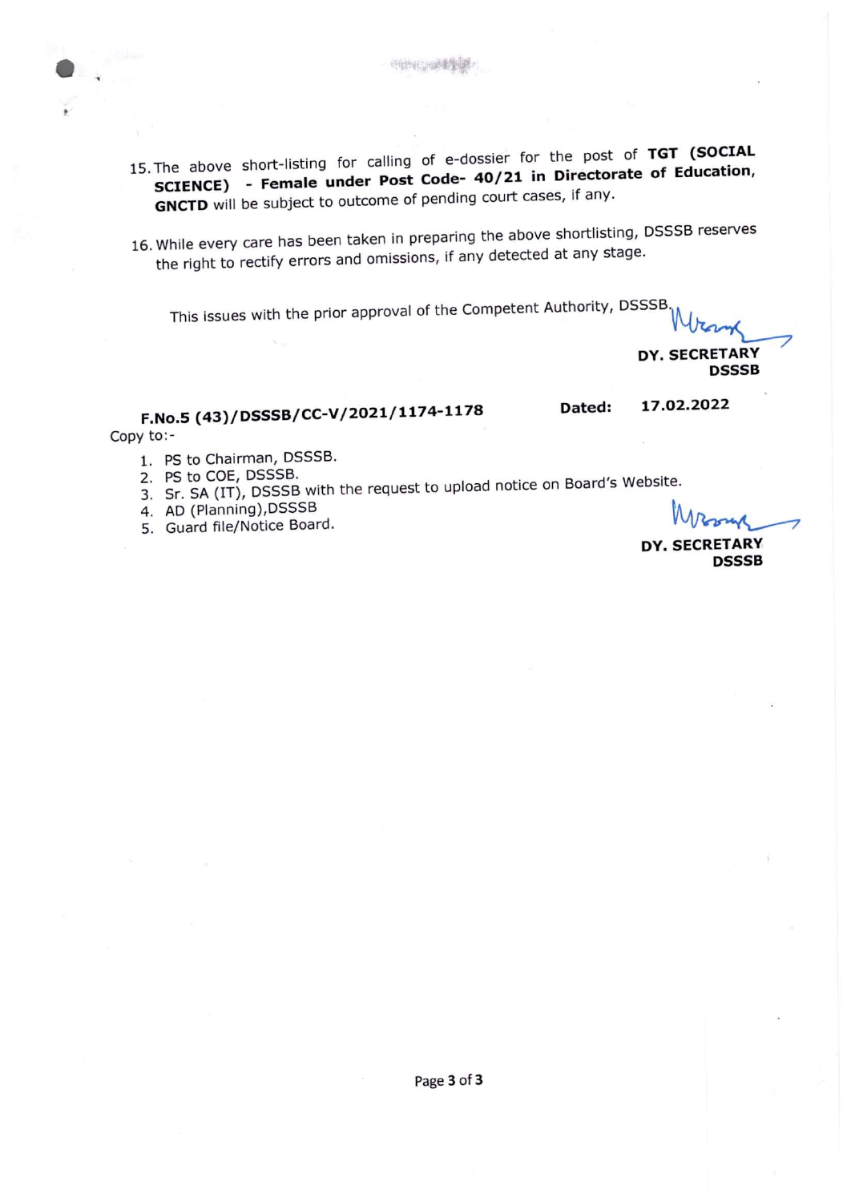15. The above short-listing for calling of e-dossier for the post of **TGT (SOCIAL SCIENCE) - Female under Post Code- 40/21 in Directorate of Education, GNCTD** will be subject to outcome of pending court cases, if any.

16. While every care has been taken in preparing the above shortlisting, DSSSB reserves the right to rectify errors and omissions, if any detected at any stage.

This issues with the prior approval of the Competent Authority, DSSSB.

**DY. SECRETARY**
**DSSSB**

**F.No.5 (43)/DSSSB/CC-V/2021/1174-1178** **Dated: 17.02.2022**

Copy to:-

1. PS to Chairman, DSSSB.
2. PS to COE, DSSSB.
3. Sr. SA (IT), DSSSB with the request to upload notice on Board's Website.
4. AD (Planning),DSSSB
5. Guard file/Notice Board.

**DY. SECRETARY**
**DSSSB**